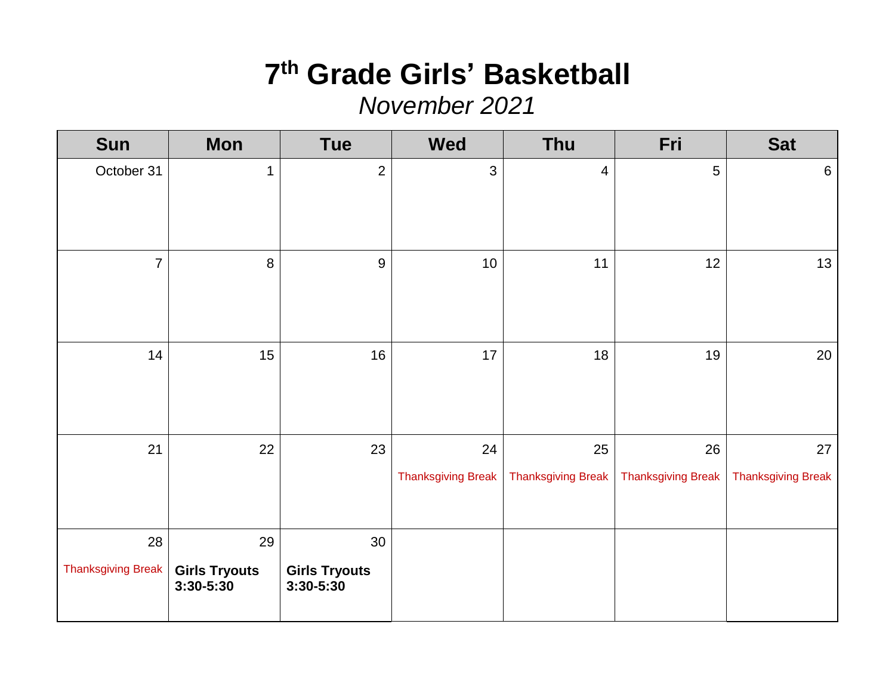# $7^{th}$ Grade Girls' Basketball

*November 2021*

| Sun | Mon | Tue | Wed | Thu | Fri | Sat |
|---|---|---|---|---|---|---|
| October 31 | 1 | 2 | 3 | 4 | 5 | 6 |
| 7 | 8 | 9 | 10 | 11 | 12 | 13 |
| 14 | 15 | 16 | 17 | 18 | 19 | 20 |
| 21 | 22 | 23 | 24 Thanksgiving Break | 25 Thanksgiving Break | 26 Thanksgiving Break | 27 Thanksgiving Break |
| 28 Thanksgiving Break | 29 **Girls Tryouts 3:30-5:30** | 30 **Girls Tryouts 3:30-5:30** | | | | |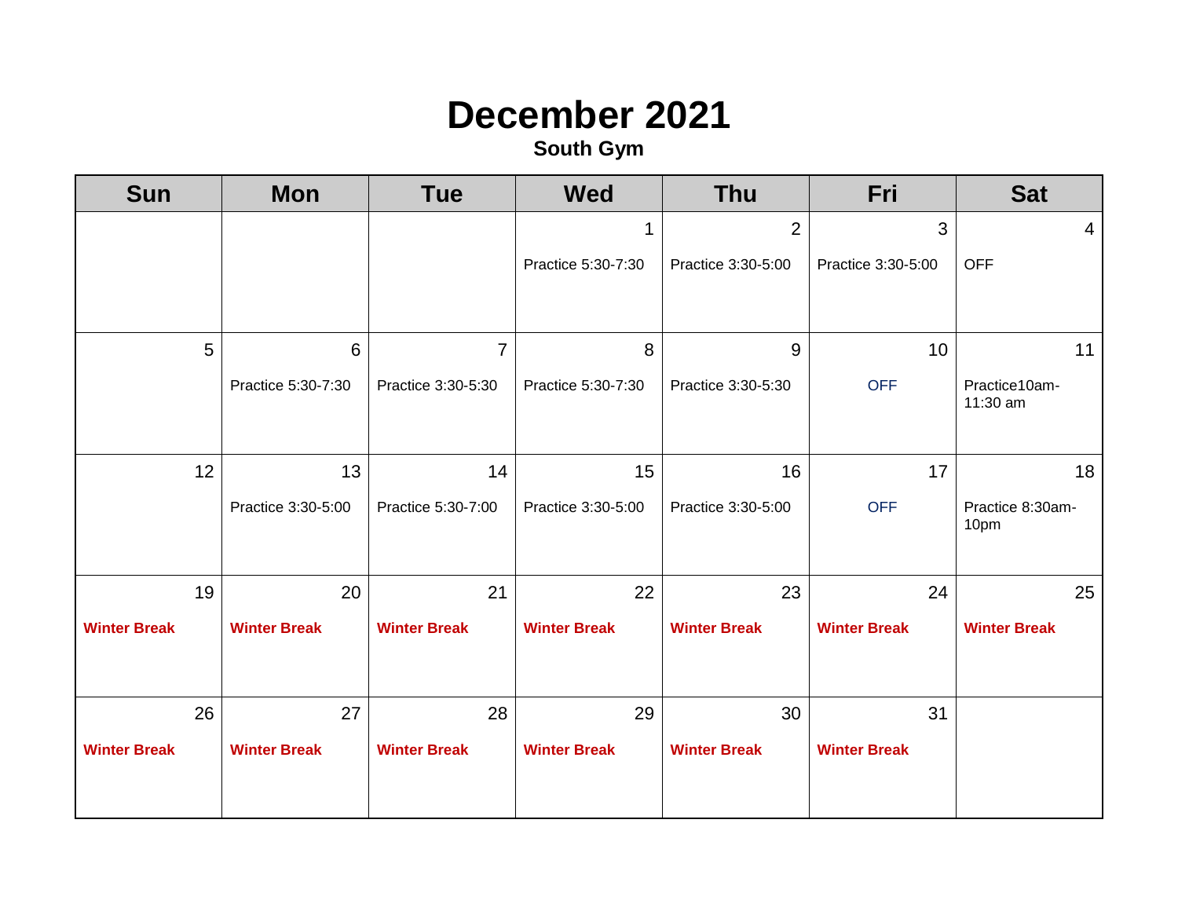# December 2021

**South Gym**

| Sun | Mon | Tue | Wed | Thu | Fri | Sat |
|---|---|---|---|---|---|---|
| | | | 1<br>Practice 5:30-7:30 | 2<br>Practice 3:30-5:00 | 3<br>Practice 3:30-5:00 | 4<br>OFF |
| 5 | 6<br>Practice 5:30-7:30 | 7<br>Practice 3:30-5:30 | 8<br>Practice 5:30-7:30 | 9<br>Practice 3:30-5:30 | 10<br>OFF | 11<br>Practice10am-11:30 am |
| 12 | 13<br>Practice 3:30-5:00 | 14<br>Practice 5:30-7:00 | 15<br>Practice 3:30-5:00 | 16<br>Practice 3:30-5:00 | 17<br>OFF | 18<br>Practice 8:30am-10pm |
| 19<br>**Winter Break** | 20<br>**Winter Break** | 21<br>**Winter Break** | 22<br>**Winter Break** | 23<br>**Winter Break** | 24<br>**Winter Break** | 25<br>**Winter Break** |
| 26<br>**Winter Break** | 27<br>**Winter Break** | 28<br>**Winter Break** | 29<br>**Winter Break** | 30<br>**Winter Break** | 31<br>**Winter Break** | |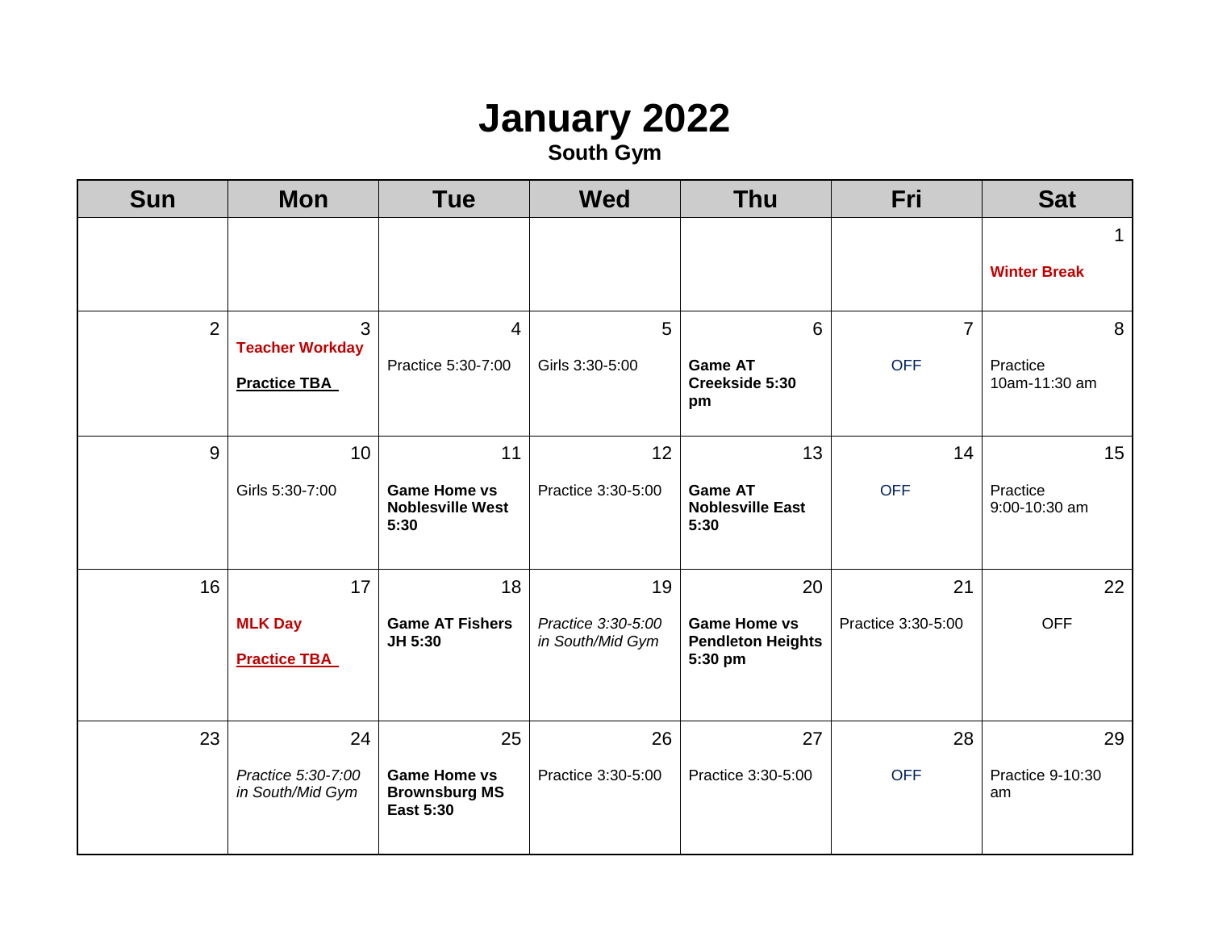# January 2022

## South Gym

| Sun | Mon | Tue | Wed | Thu | Fri | Sat |
|---|---|---|---|---|---|---|
| | | | | | | 1<br>**Winter Break** |
| 2 | 3<br>**Teacher Workday**<br>**Practice TBA** | 4<br>Practice 5:30-7:00 | 5<br>Girls 3:30-5:00 | 6<br>**Game AT Creekside 5:30 pm** | 7<br>OFF | 8<br>Practice 10am-11:30 am |
| 9 | 10<br>Girls 5:30-7:00 | 11<br>**Game Home vs Noblesville West 5:30** | 12<br>Practice 3:30-5:00 | 13<br>**Game AT Noblesville East 5:30** | 14<br>OFF | 15<br>Practice 9:00-10:30 am |
| 16 | 17<br>**MLK Day**<br>**Practice TBA** | 18<br>**Game AT Fishers JH 5:30** | 19<br>*Practice 3:30-5:00 in South/Mid Gym* | 20<br>**Game Home vs Pendleton Heights 5:30 pm** | 21<br>Practice 3:30-5:00 | 22<br>OFF |
| 23 | 24<br>*Practice 5:30-7:00 in South/Mid Gym* | 25<br>**Game Home vs Brownsburg MS East 5:30** | 26<br>Practice 3:30-5:00 | 27<br>Practice 3:30-5:00 | 28<br>OFF | 29<br>Practice 9-10:30 am |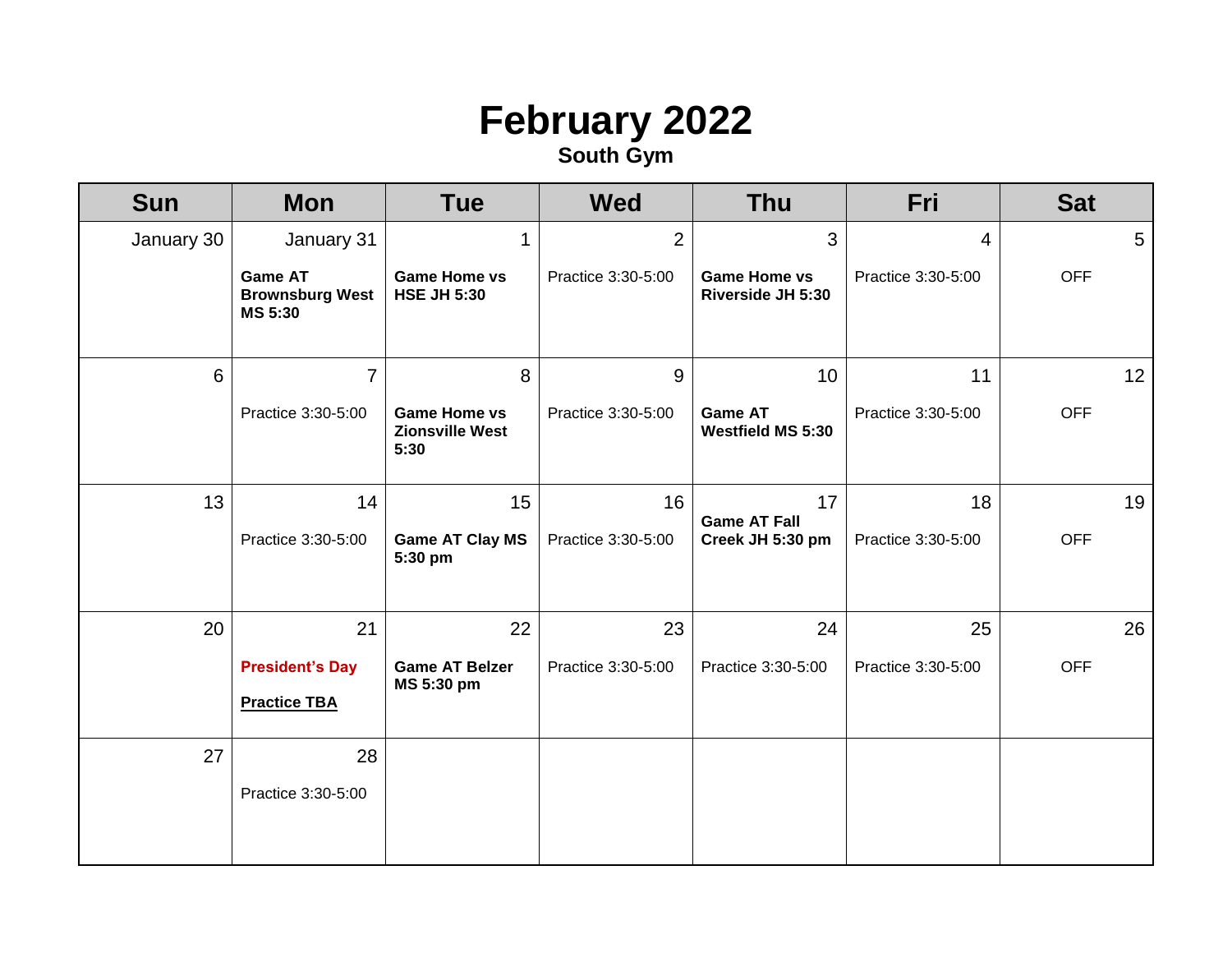# February 2022

**South Gym**

| Sun | Mon | Tue | Wed | Thu | Fri | Sat |
|---|---|---|---|---|---|---|
| January 30 | January 31<br>**Game AT Brownsburg West MS 5:30** | 1<br>**Game Home vs HSE JH 5:30** | 2<br>Practice 3:30-5:00 | 3<br>**Game Home vs Riverside JH 5:30** | 4<br>Practice 3:30-5:00 | 5<br>OFF |
| 6 | 7<br>Practice 3:30-5:00 | 8<br>**Game Home vs Zionsville West 5:30** | 9<br>Practice 3:30-5:00 | 10<br>**Game AT Westfield MS 5:30** | 11<br>Practice 3:30-5:00 | 12<br>OFF |
| 13 | 14<br>Practice 3:30-5:00 | 15<br>**Game AT Clay MS 5:30 pm** | 16<br>Practice 3:30-5:00 | 17<br>**Game AT Fall Creek JH 5:30 pm** | 18<br>Practice 3:30-5:00 | 19<br>OFF |
| 20 | 21<br>**President's Day**<br>**Practice TBA** | 22<br>**Game AT Belzer MS 5:30 pm** | 23<br>Practice 3:30-5:00 | 24<br>Practice 3:30-5:00 | 25<br>Practice 3:30-5:00 | 26<br>OFF |
| 27 | 28<br>Practice 3:30-5:00 | | | | | |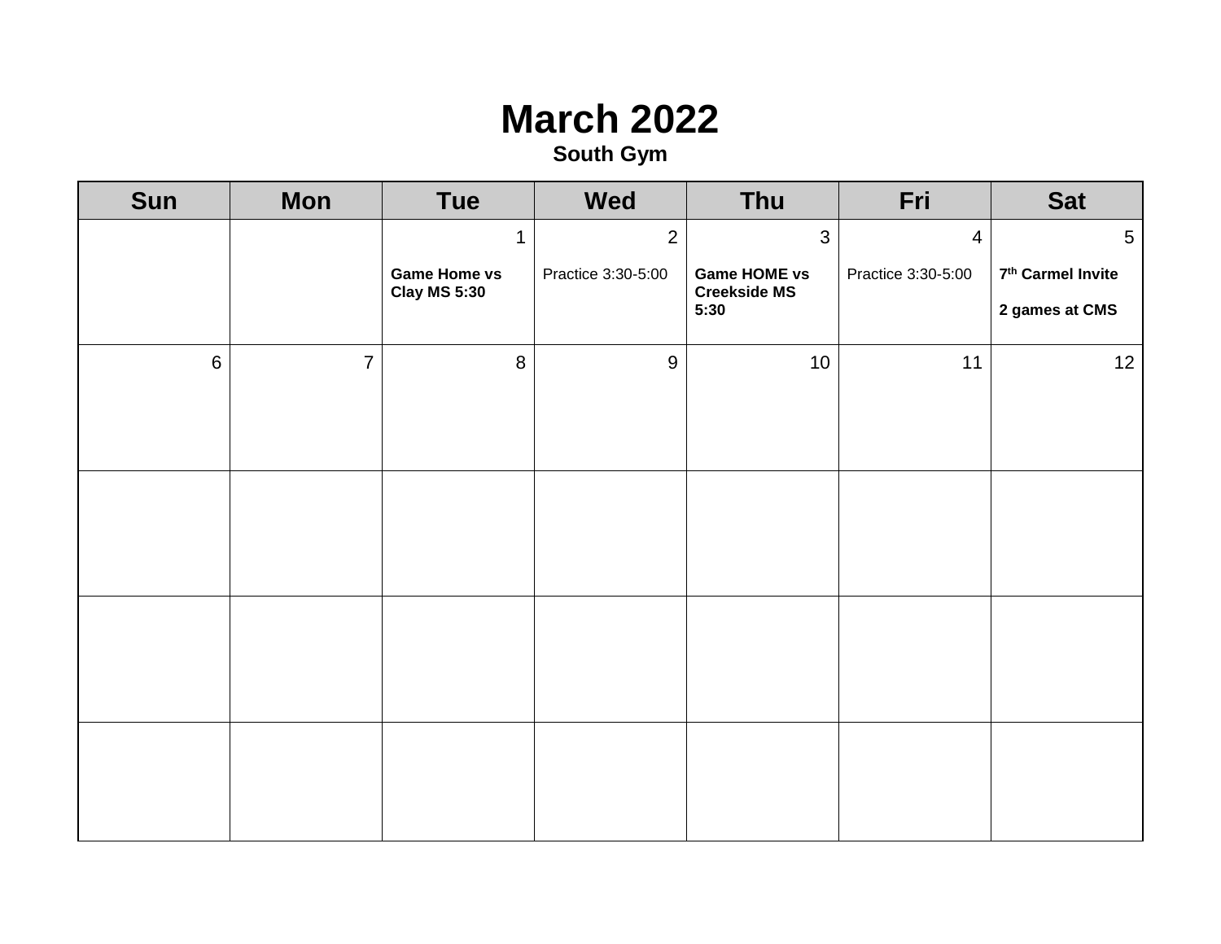# March 2022

**South Gym**

| Sun | Mon | Tue | Wed | Thu | Fri | Sat |
|---|---|---|---|---|---|---|
| | | 1<br>**Game Home vs Clay MS 5:30** | 2<br>Practice 3:30-5:00 | 3<br>**Game HOME vs Creekside MS 5:30** | 4<br>Practice 3:30-5:00 | 5<br>**7th Carmel Invite**<br>**2 games at CMS** |
| 6 | 7 | 8 | 9 | 10 | 11 | 12 |
| | | | | | | |
| | | | | | | |
| | | | | | | |